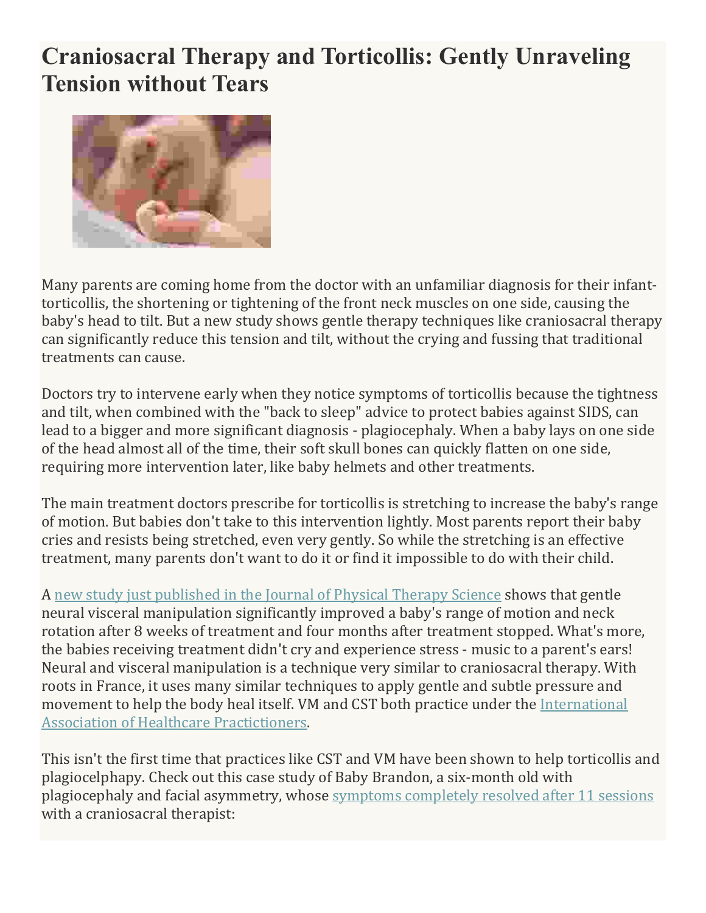# Craniosacral Therapy and Torticollis: Gently Unraveling Tension without Tears

Many parents are coming home from the doctor with an unfamiliar diagnosis for their infant- torticollis, the shortening or tightening of the front neck muscles on one side, causing the baby's head to tilt. But a new study shows gentle therapy techniques like craniosacral therapy can significantly reduce this tension and tilt, without the crying and fussing that traditional treatments can cause.

Doctors try to intervene early when they notice symptoms of torticollis because the tightness and tilt, when combined with the "back to sleep" advice to protect babies against SIDS, can lead to a bigger and more significant diagnosis - plagiocephaly. When a baby lays on one side of the head almost all of the time, their soft skull bones can quickly flatten on one side, requiring more intervention later, like baby helmets and other treatments.

The main treatment doctors prescribe for torticollis is stretching to increase the baby's range of motion. But babies don't take to this intervention lightly. Most parents report their baby cries and resists being stretched, even very gently. So while the stretching is an effective treatment, many parents don't want to do it or find it impossible to do with their child.

A [new study just published in the Journal of Physical Therapy Science](#) shows that gentle neural visceral manipulation significantly improved a baby's range of motion and neck rotation after 8 weeks of treatment and four months after treatment stopped. What's more, the babies receiving treatment didn't cry and experience stress - music to a parent's ears! Neural and visceral manipulation is a technique very similar to craniosacral therapy. With roots in France, it uses many similar techniques to apply gentle and subtle pressure and movement to help the body heal itself. VM and CST both practice under the [International Association of Healthcare Practictioners](#).

This isn't the first time that practices like CST and VM have been shown to help torticollis and plagiocelphapy. Check out this case study of Baby Brandon, a six-month old with plagiocephaly and facial asymmetry, whose [symptoms completely resolved after 11 sessions](#) with a craniosacral therapist: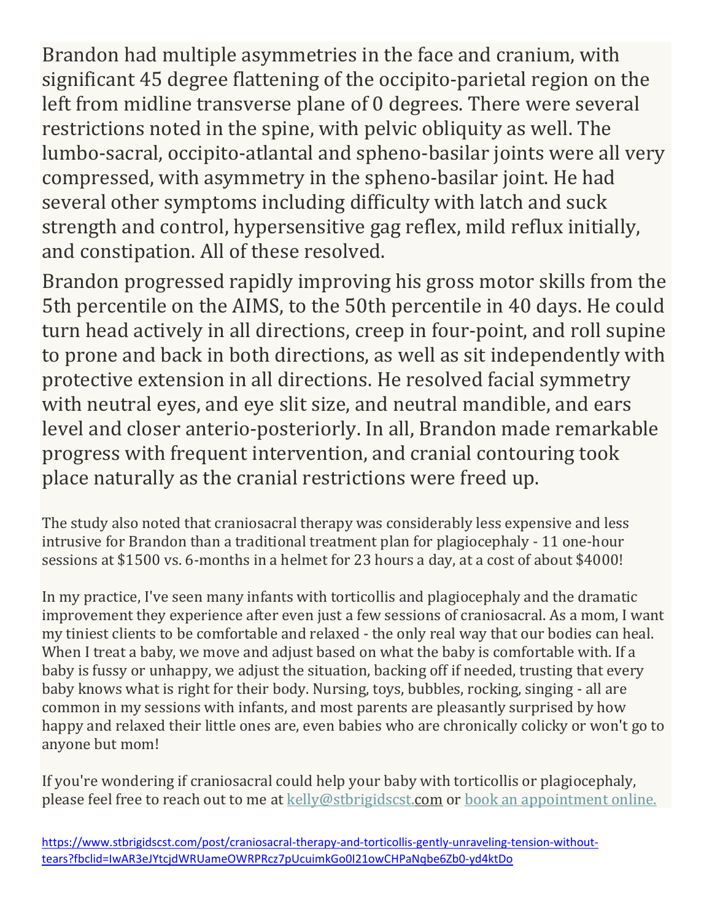Brandon had multiple asymmetries in the face and cranium, with significant 45 degree flattening of the occipito-parietal region on the left from midline transverse plane of 0 degrees. There were several restrictions noted in the spine, with pelvic obliquity as well. The lumbo-sacral, occipito-atlantal and spheno-basilar joints were all very compressed, with asymmetry in the spheno-basilar joint. He had several other symptoms including difficulty with latch and suck strength and control, hypersensitive gag reflex, mild reflux initially, and constipation. All of these resolved.

Brandon progressed rapidly improving his gross motor skills from the 5th percentile on the AIMS, to the 50th percentile in 40 days. He could turn head actively in all directions, creep in four-point, and roll supine to prone and back in both directions, as well as sit independently with protective extension in all directions. He resolved facial symmetry with neutral eyes, and eye slit size, and neutral mandible, and ears level and closer anterio-posteriorly. In all, Brandon made remarkable progress with frequent intervention, and cranial contouring took place naturally as the cranial restrictions were freed up.

The study also noted that craniosacral therapy was considerably less expensive and less intrusive for Brandon than a traditional treatment plan for plagiocephaly - 11 one-hour sessions at $1500 vs. 6-months in a helmet for 23 hours a day, at a cost of about $4000!

In my practice, I've seen many infants with torticollis and plagiocephaly and the dramatic improvement they experience after even just a few sessions of craniosacral. As a mom, I want my tiniest clients to be comfortable and relaxed - the only real way that our bodies can heal. When I treat a baby, we move and adjust based on what the baby is comfortable with. If a baby is fussy or unhappy, we adjust the situation, backing off if needed, trusting that every baby knows what is right for their body. Nursing, toys, bubbles, rocking, singing - all are common in my sessions with infants, and most parents are pleasantly surprised by how happy and relaxed their little ones are, even babies who are chronically colicky or won't go to anyone but mom!

If you're wondering if craniosacral could help your baby with torticollis or plagiocephaly, please feel free to reach out to me at kelly@stbrigidscst.com or book an appointment online.

https://www.stbrigidscst.com/post/craniosacral-therapy-and-torticollis-gently-unraveling-tension-without-tears?fbclid=IwAR3eJYtcjdWRUameOWRPRcz7pUcuimkGo0I21owCHPaNqbe6Zb0-yd4ktDo